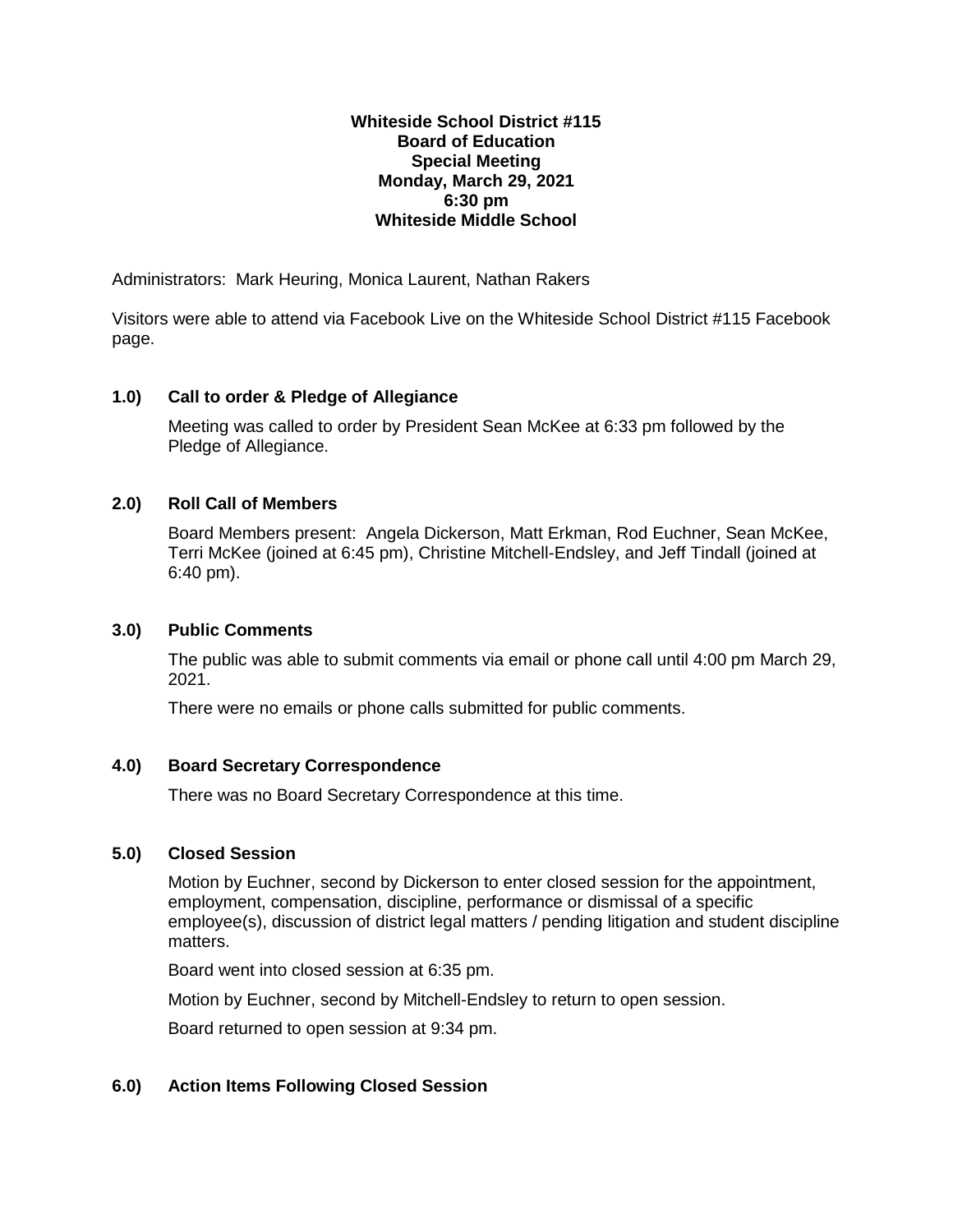**Whiteside School District #115**
**Board of Education**
**Special Meeting**
**Monday, March 29, 2021**
**6:30 pm**
**Whiteside Middle School**

Administrators: Mark Heuring, Monica Laurent, Nathan Rakers

Visitors were able to attend via Facebook Live on the Whiteside School District #115 Facebook page.

### 1.0) Call to order & Pledge of Allegiance

Meeting was called to order by President Sean McKee at 6:33 pm followed by the Pledge of Allegiance.

### 2.0) Roll Call of Members

Board Members present: Angela Dickerson, Matt Erkman, Rod Euchner, Sean McKee, Terri McKee (joined at 6:45 pm), Christine Mitchell-Endsley, and Jeff Tindall (joined at 6:40 pm).

### 3.0) Public Comments

The public was able to submit comments via email or phone call until 4:00 pm March 29, 2021.

There were no emails or phone calls submitted for public comments.

### 4.0) Board Secretary Correspondence

There was no Board Secretary Correspondence at this time.

### 5.0) Closed Session

Motion by Euchner, second by Dickerson to enter closed session for the appointment, employment, compensation, discipline, performance or dismissal of a specific employee(s), discussion of district legal matters / pending litigation and student discipline matters.

Board went into closed session at 6:35 pm.

Motion by Euchner, second by Mitchell-Endsley to return to open session.

Board returned to open session at 9:34 pm.

### 6.0) Action Items Following Closed Session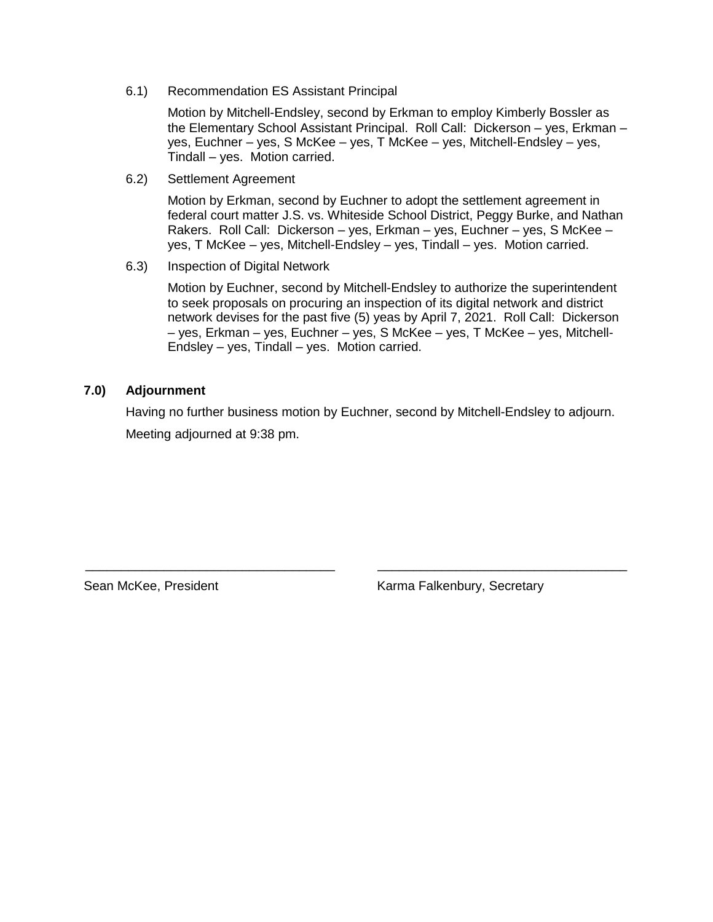6.1) Recommendation ES Assistant Principal

Motion by Mitchell-Endsley, second by Erkman to employ Kimberly Bossler as the Elementary School Assistant Principal. Roll Call: Dickerson – yes, Erkman – yes, Euchner – yes, S McKee – yes, T McKee – yes, Mitchell-Endsley – yes, Tindall – yes. Motion carried.

6.2) Settlement Agreement

Motion by Erkman, second by Euchner to adopt the settlement agreement in federal court matter J.S. vs. Whiteside School District, Peggy Burke, and Nathan Rakers. Roll Call: Dickerson – yes, Erkman – yes, Euchner – yes, S McKee – yes, T McKee – yes, Mitchell-Endsley – yes, Tindall – yes. Motion carried.

6.3) Inspection of Digital Network

Motion by Euchner, second by Mitchell-Endsley to authorize the superintendent to seek proposals on procuring an inspection of its digital network and district network devises for the past five (5) yeas by April 7, 2021. Roll Call: Dickerson – yes, Erkman – yes, Euchner – yes, S McKee – yes, T McKee – yes, Mitchell-Endsley – yes, Tindall – yes. Motion carried.

**7.0) Adjournment**

Having no further business motion by Euchner, second by Mitchell-Endsley to adjourn.

Meeting adjourned at 9:38 pm.

\_\_\_\_\_\_\_\_\_\_\_\_\_\_\_\_\_\_\_\_\_\_\_\_\_\_\_\_\_\_\_\_\_\_\_
Sean McKee, President

\_\_\_\_\_\_\_\_\_\_\_\_\_\_\_\_\_\_\_\_\_\_\_\_\_\_\_\_\_\_\_\_\_\_\_
Karma Falkenbury, Secretary